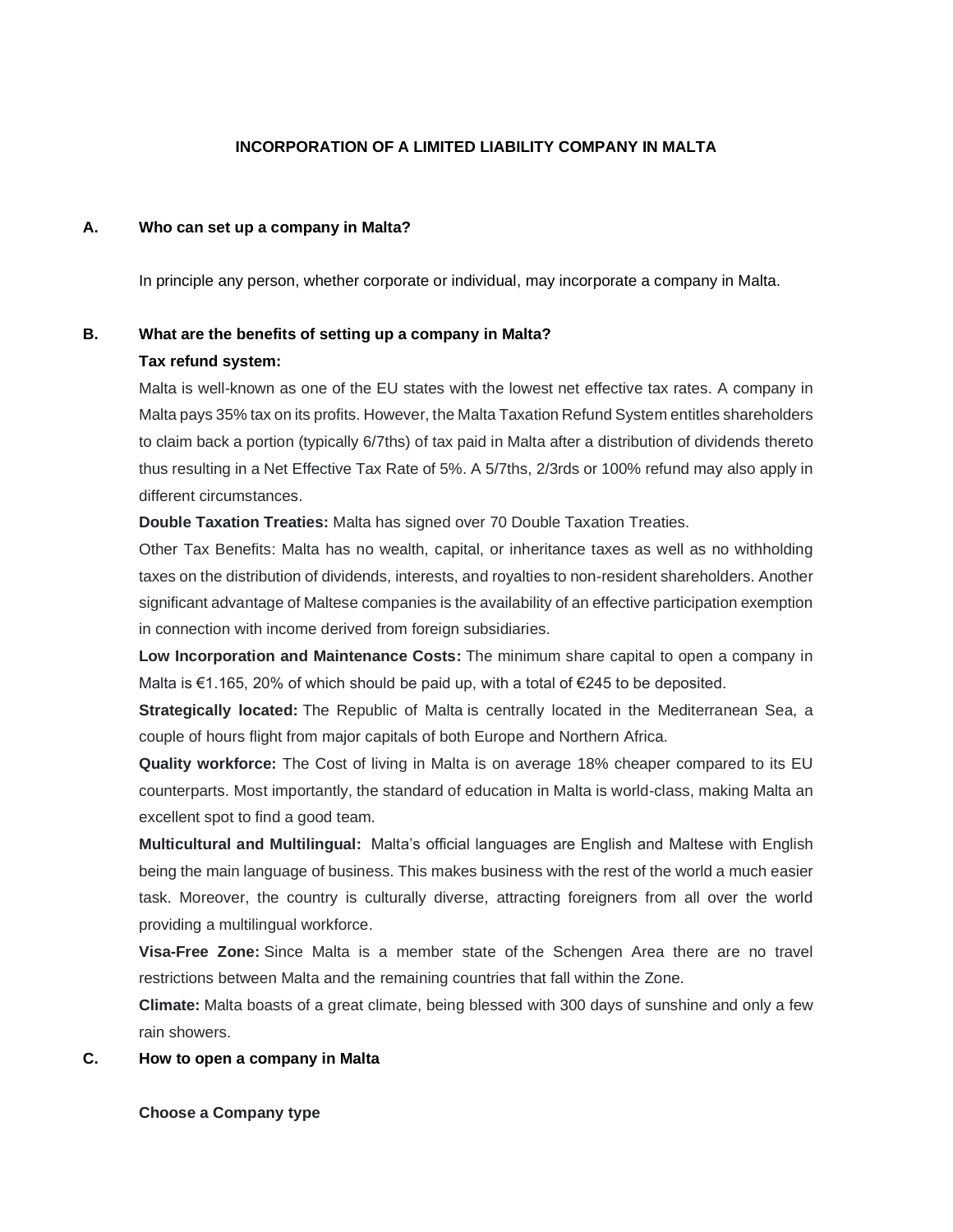# INCORPORATION OF A LIMITED LIABILITY COMPANY IN MALTA

## A. Who can set up a company in Malta?

In principle any person, whether corporate or individual, may incorporate a company in Malta.

## B. What are the benefits of setting up a company in Malta?

**Tax refund system:**

Malta is well-known as one of the EU states with the lowest net effective tax rates. A company in Malta pays 35% tax on its profits. However, the Malta Taxation Refund System entitles shareholders to claim back a portion (typically 6/7ths) of tax paid in Malta after a distribution of dividends thereto thus resulting in a Net Effective Tax Rate of 5%. A 5/7ths, 2/3rds or 100% refund may also apply in different circumstances.

**Double Taxation Treaties:** Malta has signed over 70 Double Taxation Treaties.

Other Tax Benefits: Malta has no wealth, capital, or inheritance taxes as well as no withholding taxes on the distribution of dividends, interests, and royalties to non-resident shareholders. Another significant advantage of Maltese companies is the availability of an effective participation exemption in connection with income derived from foreign subsidiaries.

**Low Incorporation and Maintenance Costs:** The minimum share capital to open a company in Malta is €1.165, 20% of which should be paid up, with a total of €245 to be deposited.

**Strategically located:** The Republic of Malta is centrally located in the Mediterranean Sea, a couple of hours flight from major capitals of both Europe and Northern Africa.

**Quality workforce:** The Cost of living in Malta is on average 18% cheaper compared to its EU counterparts. Most importantly, the standard of education in Malta is world-class, making Malta an excellent spot to find a good team.

**Multicultural and Multilingual:** Malta's official languages are English and Maltese with English being the main language of business. This makes business with the rest of the world a much easier task. Moreover, the country is culturally diverse, attracting foreigners from all over the world providing a multilingual workforce.

**Visa-Free Zone:** Since Malta is a member state of the Schengen Area there are no travel restrictions between Malta and the remaining countries that fall within the Zone.

**Climate:** Malta boasts of a great climate, being blessed with 300 days of sunshine and only a few rain showers.

## C. How to open a company in Malta

**Choose a Company type**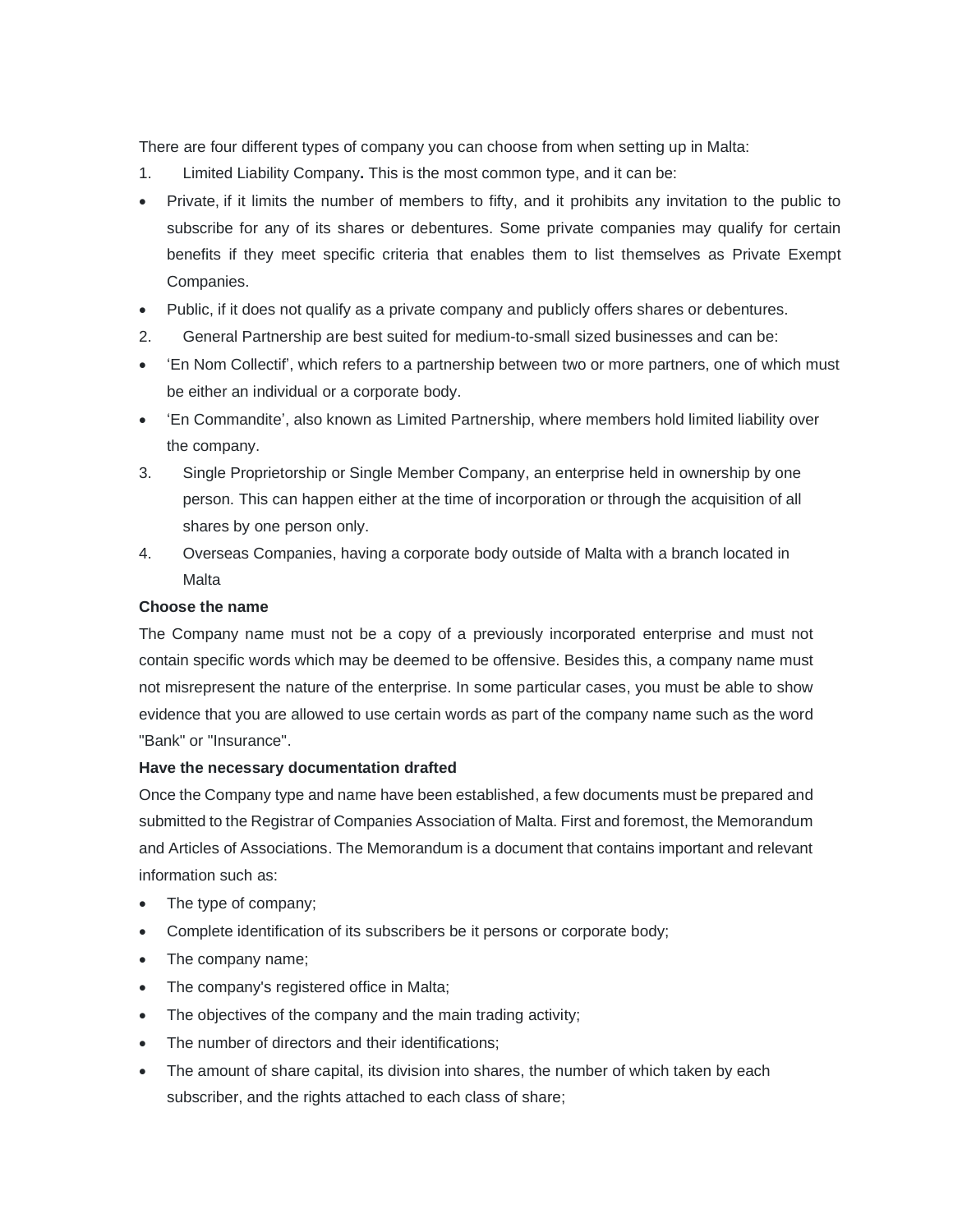There are four different types of company you can choose from when setting up in Malta:

1. Limited Liability Company**.** This is the most common type, and it can be:

- Private, if it limits the number of members to fifty, and it prohibits any invitation to the public to subscribe for any of its shares or debentures. Some private companies may qualify for certain benefits if they meet specific criteria that enables them to list themselves as Private Exempt Companies.
- Public, if it does not qualify as a private company and publicly offers shares or debentures.

2. General Partnership are best suited for medium-to-small sized businesses and can be:

- 'En Nom Collectif', which refers to a partnership between two or more partners, one of which must be either an individual or a corporate body.
- 'En Commandite', also known as Limited Partnership, where members hold limited liability over the company.

3. Single Proprietorship or Single Member Company, an enterprise held in ownership by one person. This can happen either at the time of incorporation or through the acquisition of all shares by one person only.
4. Overseas Companies, having a corporate body outside of Malta with a branch located in Malta

**Choose the name**

The Company name must not be a copy of a previously incorporated enterprise and must not contain specific words which may be deemed to be offensive. Besides this, a company name must not misrepresent the nature of the enterprise. In some particular cases, you must be able to show evidence that you are allowed to use certain words as part of the company name such as the word "Bank" or "Insurance".

**Have the necessary documentation drafted**

Once the Company type and name have been established, a few documents must be prepared and submitted to the Registrar of Companies Association of Malta. First and foremost, the Memorandum and Articles of Associations. The Memorandum is a document that contains important and relevant information such as:

- The type of company;
- Complete identification of its subscribers be it persons or corporate body;
- The company name;
- The company's registered office in Malta;
- The objectives of the company and the main trading activity;
- The number of directors and their identifications;
- The amount of share capital, its division into shares, the number of which taken by each subscriber, and the rights attached to each class of share;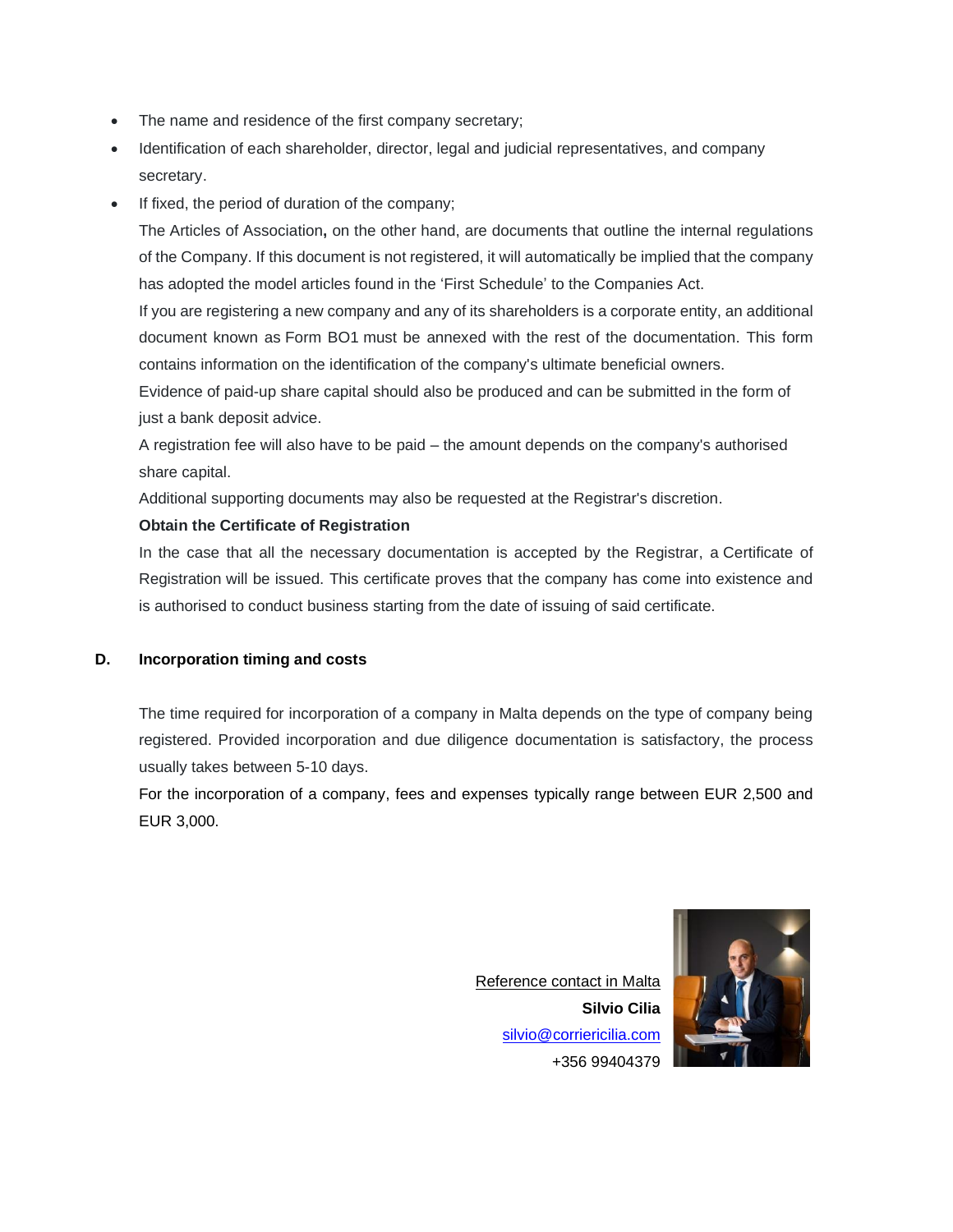- The name and residence of the first company secretary;
- Identification of each shareholder, director, legal and judicial representatives, and company secretary.
- If fixed, the period of duration of the company;

The Articles of Association**,** on the other hand, are documents that outline the internal regulations of the Company. If this document is not registered, it will automatically be implied that the company has adopted the model articles found in the 'First Schedule' to the Companies Act.

If you are registering a new company and any of its shareholders is a corporate entity, an additional document known as Form BO1 must be annexed with the rest of the documentation. This form contains information on the identification of the company's ultimate beneficial owners.

Evidence of paid-up share capital should also be produced and can be submitted in the form of just a bank deposit advice.

A registration fee will also have to be paid – the amount depends on the company's authorised share capital.

Additional supporting documents may also be requested at the Registrar's discretion.

**Obtain the Certificate of Registration**

In the case that all the necessary documentation is accepted by the Registrar, a Certificate of Registration will be issued. This certificate proves that the company has come into existence and is authorised to conduct business starting from the date of issuing of said certificate.

## D. Incorporation timing and costs

The time required for incorporation of a company in Malta depends on the type of company being registered. Provided incorporation and due diligence documentation is satisfactory, the process usually takes between 5-10 days.

For the incorporation of a company, fees and expenses typically range between EUR 2,500 and EUR 3,000.

Reference contact in Malta

**Silvio Cilia**

silvio@corriericilia.com

+356 99404379